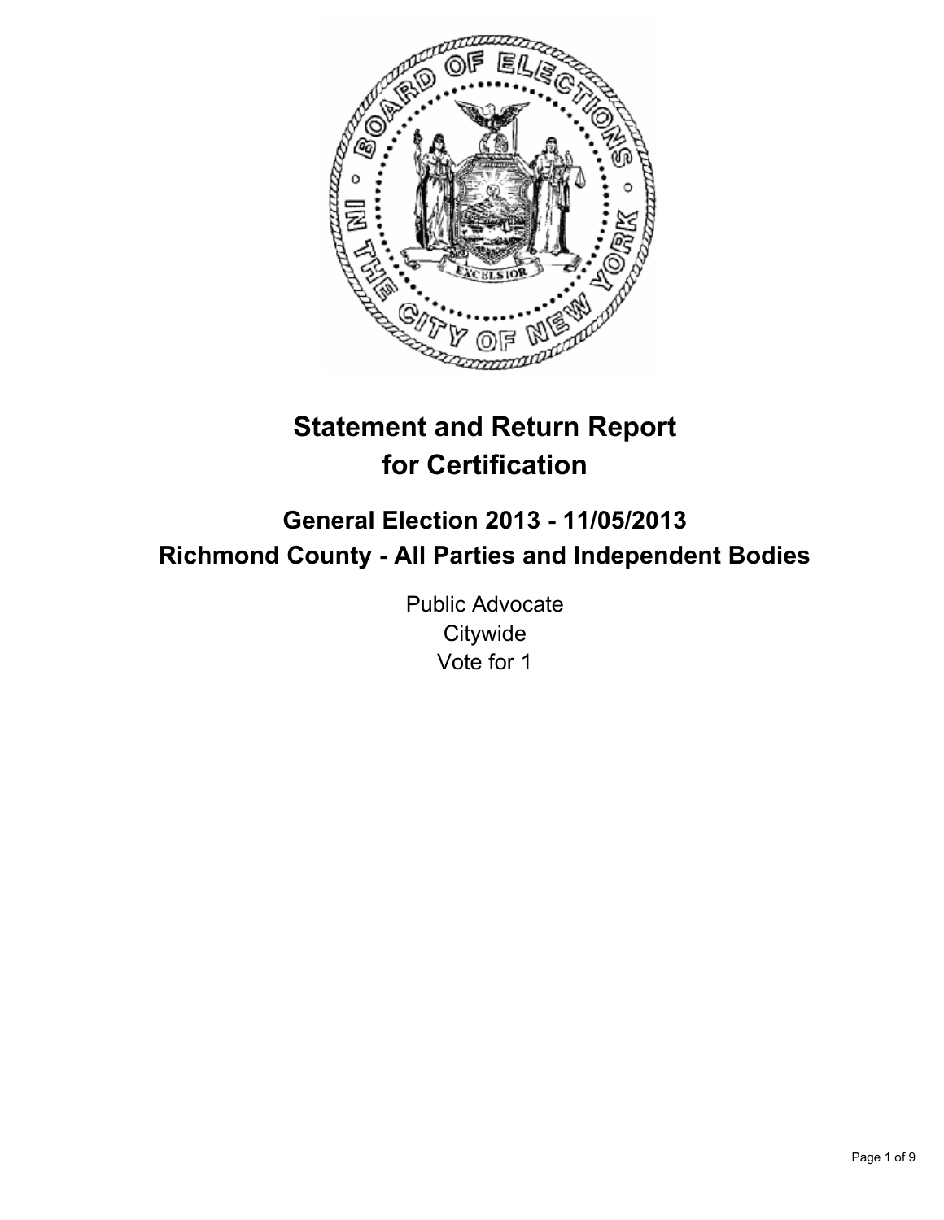# Statement and Return Report for Certification

## General Election 2013 - 11/05/2013
## Richmond County - All Parties and Independent Bodies

Public Advocate
Citywide
Vote for 1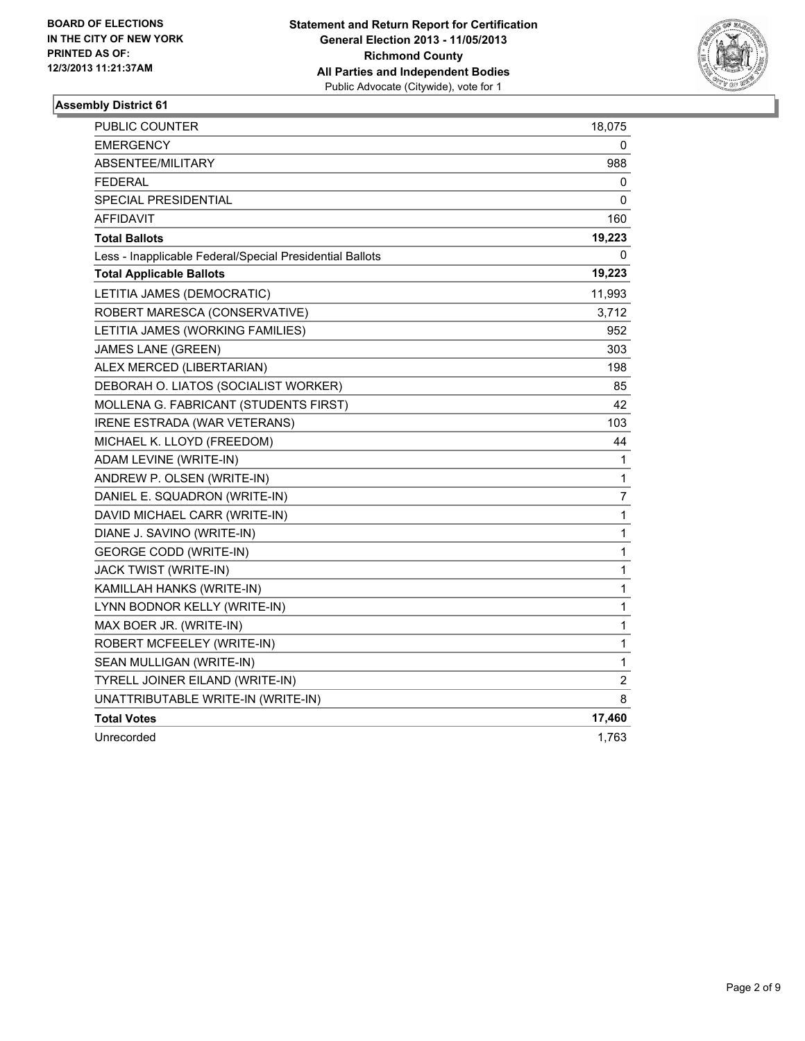**BOARD OF ELECTIONS IN THE CITY OF NEW YORK PRINTED AS OF: 12/3/2013 11:21:37AM**

**Statement and Return Report for Certification**
**General Election 2013 - 11/05/2013**
**Richmond County**
**All Parties and Independent Bodies**
Public Advocate (Citywide), vote for 1

## Assembly District 61

| | |
|---|---|
| PUBLIC COUNTER | 18,075 |
| EMERGENCY | 0 |
| ABSENTEE/MILITARY | 988 |
| FEDERAL | 0 |
| SPECIAL PRESIDENTIAL | 0 |
| AFFIDAVIT | 160 |
| **Total Ballots** | **19,223** |
| Less - Inapplicable Federal/Special Presidential Ballots | 0 |
| **Total Applicable Ballots** | **19,223** |
| LETITIA JAMES (DEMOCRATIC) | 11,993 |
| ROBERT MARESCA (CONSERVATIVE) | 3,712 |
| LETITIA JAMES (WORKING FAMILIES) | 952 |
| JAMES LANE (GREEN) | 303 |
| ALEX MERCED (LIBERTARIAN) | 198 |
| DEBORAH O. LIATOS (SOCIALIST WORKER) | 85 |
| MOLLENA G. FABRICANT (STUDENTS FIRST) | 42 |
| IRENE ESTRADA (WAR VETERANS) | 103 |
| MICHAEL K. LLOYD (FREEDOM) | 44 |
| ADAM LEVINE (WRITE-IN) | 1 |
| ANDREW P. OLSEN (WRITE-IN) | 1 |
| DANIEL E. SQUADRON (WRITE-IN) | 7 |
| DAVID MICHAEL CARR (WRITE-IN) | 1 |
| DIANE J. SAVINO (WRITE-IN) | 1 |
| GEORGE CODD (WRITE-IN) | 1 |
| JACK TWIST (WRITE-IN) | 1 |
| KAMILLAH HANKS (WRITE-IN) | 1 |
| LYNN BODNOR KELLY (WRITE-IN) | 1 |
| MAX BOER JR. (WRITE-IN) | 1 |
| ROBERT MCFEELEY (WRITE-IN) | 1 |
| SEAN MULLIGAN (WRITE-IN) | 1 |
| TYRELL JOINER EILAND (WRITE-IN) | 2 |
| UNATTRIBUTABLE WRITE-IN (WRITE-IN) | 8 |
| **Total Votes** | **17,460** |
| Unrecorded | 1,763 |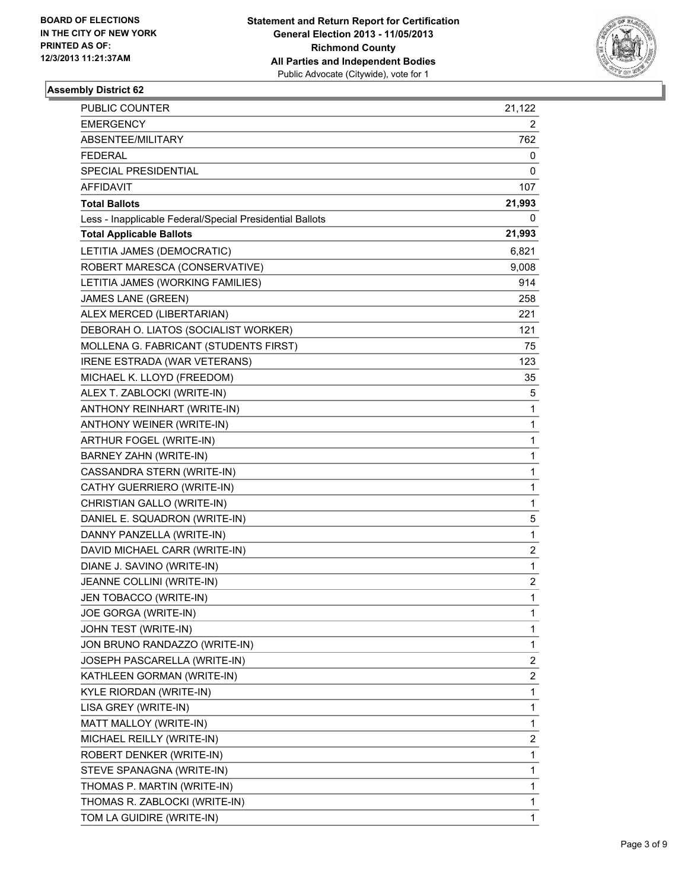**BOARD OF ELECTIONS IN THE CITY OF NEW YORK PRINTED AS OF: 12/3/2013 11:21:37AM**

**Statement and Return Report for Certification**
**General Election 2013 - 11/05/2013**
**Richmond County**
**All Parties and Independent Bodies**
Public Advocate (Citywide), vote for 1

### Assembly District 62

| | |
|---|---|
| PUBLIC COUNTER | 21,122 |
| EMERGENCY | 2 |
| ABSENTEE/MILITARY | 762 |
| FEDERAL | 0 |
| SPECIAL PRESIDENTIAL | 0 |
| AFFIDAVIT | 107 |
| **Total Ballots** | **21,993** |
| Less - Inapplicable Federal/Special Presidential Ballots | 0 |
| **Total Applicable Ballots** | **21,993** |
| LETITIA JAMES (DEMOCRATIC) | 6,821 |
| ROBERT MARESCA (CONSERVATIVE) | 9,008 |
| LETITIA JAMES (WORKING FAMILIES) | 914 |
| JAMES LANE (GREEN) | 258 |
| ALEX MERCED (LIBERTARIAN) | 221 |
| DEBORAH O. LIATOS (SOCIALIST WORKER) | 121 |
| MOLLENA G. FABRICANT (STUDENTS FIRST) | 75 |
| IRENE ESTRADA (WAR VETERANS) | 123 |
| MICHAEL K. LLOYD (FREEDOM) | 35 |
| ALEX T. ZABLOCKI (WRITE-IN) | 5 |
| ANTHONY REINHART (WRITE-IN) | 1 |
| ANTHONY WEINER (WRITE-IN) | 1 |
| ARTHUR FOGEL (WRITE-IN) | 1 |
| BARNEY ZAHN (WRITE-IN) | 1 |
| CASSANDRA STERN (WRITE-IN) | 1 |
| CATHY GUERRIERO (WRITE-IN) | 1 |
| CHRISTIAN GALLO (WRITE-IN) | 1 |
| DANIEL E. SQUADRON (WRITE-IN) | 5 |
| DANNY PANZELLA (WRITE-IN) | 1 |
| DAVID MICHAEL CARR (WRITE-IN) | 2 |
| DIANE J. SAVINO (WRITE-IN) | 1 |
| JEANNE COLLINI (WRITE-IN) | 2 |
| JEN TOBACCO (WRITE-IN) | 1 |
| JOE GORGA (WRITE-IN) | 1 |
| JOHN TEST (WRITE-IN) | 1 |
| JON BRUNO RANDAZZO (WRITE-IN) | 1 |
| JOSEPH PASCARELLA (WRITE-IN) | 2 |
| KATHLEEN GORMAN (WRITE-IN) | 2 |
| KYLE RIORDAN (WRITE-IN) | 1 |
| LISA GREY (WRITE-IN) | 1 |
| MATT MALLOY (WRITE-IN) | 1 |
| MICHAEL REILLY (WRITE-IN) | 2 |
| ROBERT DENKER (WRITE-IN) | 1 |
| STEVE SPANAGNA (WRITE-IN) | 1 |
| THOMAS P. MARTIN (WRITE-IN) | 1 |
| THOMAS R. ZABLOCKI (WRITE-IN) | 1 |
| TOM LA GUIDIRE (WRITE-IN) | 1 |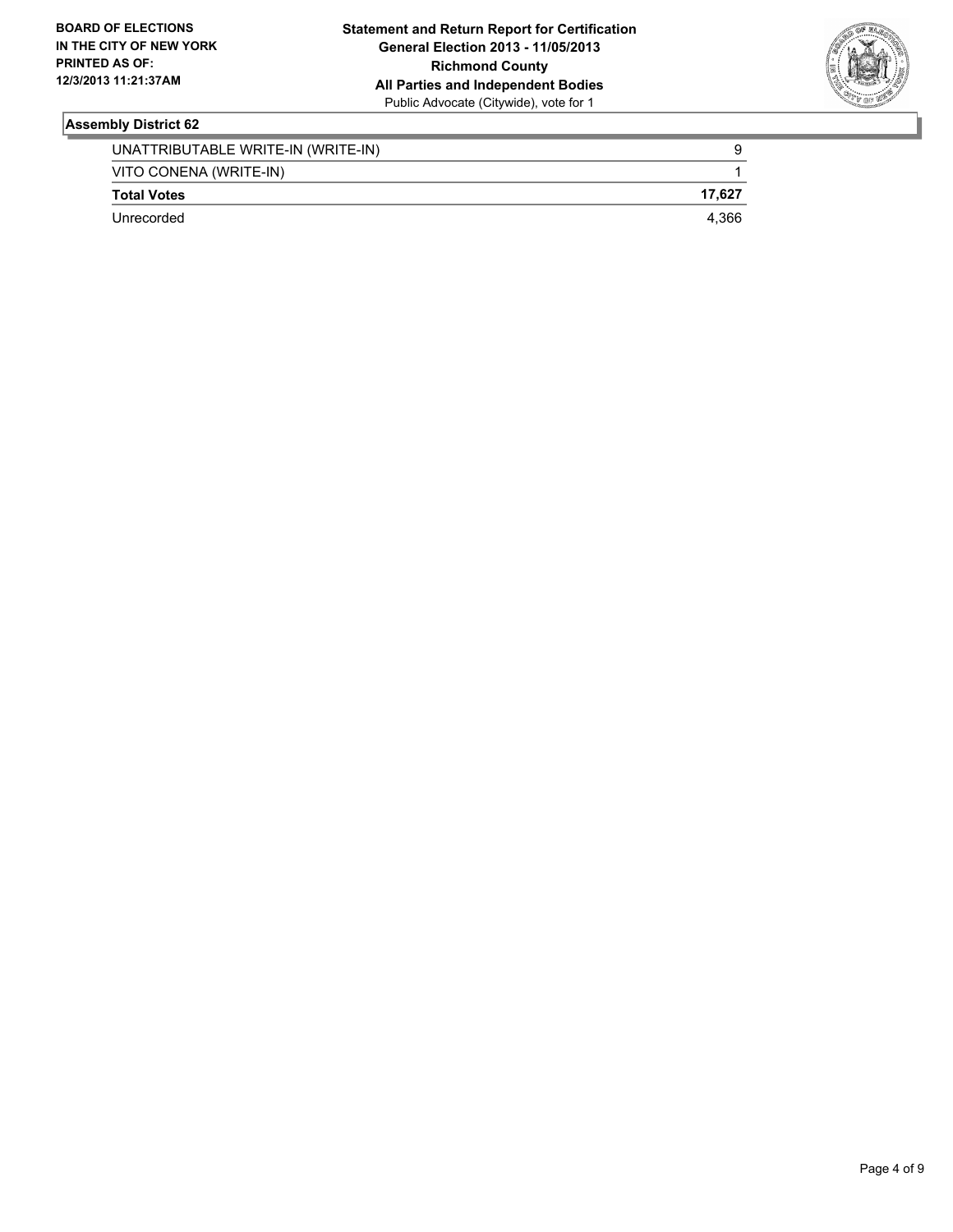**BOARD OF ELECTIONS IN THE CITY OF NEW YORK PRINTED AS OF: 12/3/2013 11:21:37AM**

**Statement and Return Report for Certification General Election 2013 - 11/05/2013 Richmond County All Parties and Independent Bodies** Public Advocate (Citywide), vote for 1

### Assembly District 62

| | |
|---|---|
| UNATTRIBUTABLE WRITE-IN (WRITE-IN) | 9 |
| VITO CONENA (WRITE-IN) | 1 |
| **Total Votes** | **17,627** |
| Unrecorded | 4,366 |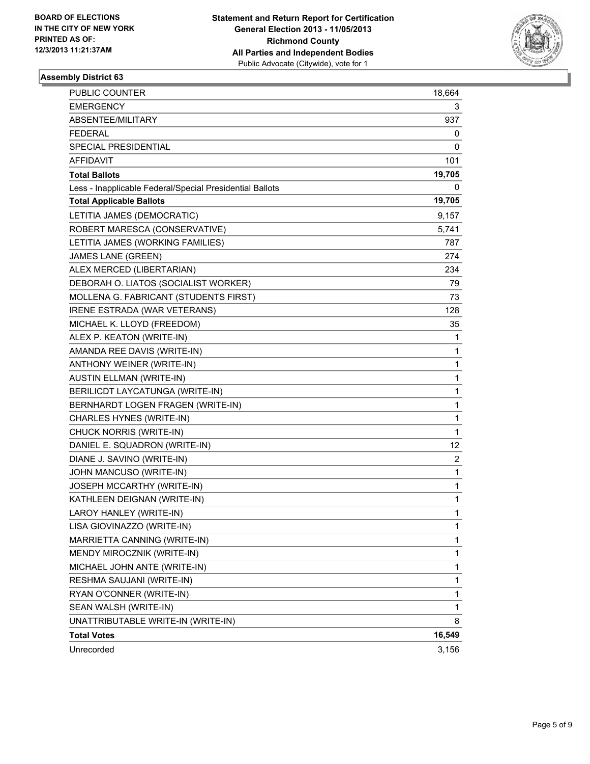BOARD OF ELECTIONS
IN THE CITY OF NEW YORK
PRINTED AS OF:
12/3/2013 11:21:37AM

**Statement and Return Report for Certification**
**General Election 2013 - 11/05/2013**
**Richmond County**
**All Parties and Independent Bodies**
Public Advocate (Citywide), vote for 1

### Assembly District 63

| | |
|---|---|
| PUBLIC COUNTER | 18,664 |
| EMERGENCY | 3 |
| ABSENTEE/MILITARY | 937 |
| FEDERAL | 0 |
| SPECIAL PRESIDENTIAL | 0 |
| AFFIDAVIT | 101 |
| **Total Ballots** | **19,705** |
| Less - Inapplicable Federal/Special Presidential Ballots | 0 |
| **Total Applicable Ballots** | **19,705** |
| LETITIA JAMES (DEMOCRATIC) | 9,157 |
| ROBERT MARESCA (CONSERVATIVE) | 5,741 |
| LETITIA JAMES (WORKING FAMILIES) | 787 |
| JAMES LANE (GREEN) | 274 |
| ALEX MERCED (LIBERTARIAN) | 234 |
| DEBORAH O. LIATOS (SOCIALIST WORKER) | 79 |
| MOLLENA G. FABRICANT (STUDENTS FIRST) | 73 |
| IRENE ESTRADA (WAR VETERANS) | 128 |
| MICHAEL K. LLOYD (FREEDOM) | 35 |
| ALEX P. KEATON (WRITE-IN) | 1 |
| AMANDA REE DAVIS (WRITE-IN) | 1 |
| ANTHONY WEINER (WRITE-IN) | 1 |
| AUSTIN ELLMAN (WRITE-IN) | 1 |
| BERILICDT LAYCATUNGA (WRITE-IN) | 1 |
| BERNHARDT LOGEN FRAGEN (WRITE-IN) | 1 |
| CHARLES HYNES (WRITE-IN) | 1 |
| CHUCK NORRIS (WRITE-IN) | 1 |
| DANIEL E. SQUADRON (WRITE-IN) | 12 |
| DIANE J. SAVINO (WRITE-IN) | 2 |
| JOHN MANCUSO (WRITE-IN) | 1 |
| JOSEPH MCCARTHY (WRITE-IN) | 1 |
| KATHLEEN DEIGNAN (WRITE-IN) | 1 |
| LAROY HANLEY (WRITE-IN) | 1 |
| LISA GIOVINAZZO (WRITE-IN) | 1 |
| MARRIETTA CANNING (WRITE-IN) | 1 |
| MENDY MIROCZNIK (WRITE-IN) | 1 |
| MICHAEL JOHN ANTE (WRITE-IN) | 1 |
| RESHMA SAUJANI (WRITE-IN) | 1 |
| RYAN O'CONNER (WRITE-IN) | 1 |
| SEAN WALSH (WRITE-IN) | 1 |
| UNATTRIBUTABLE WRITE-IN (WRITE-IN) | 8 |
| **Total Votes** | **16,549** |
| Unrecorded | 3,156 |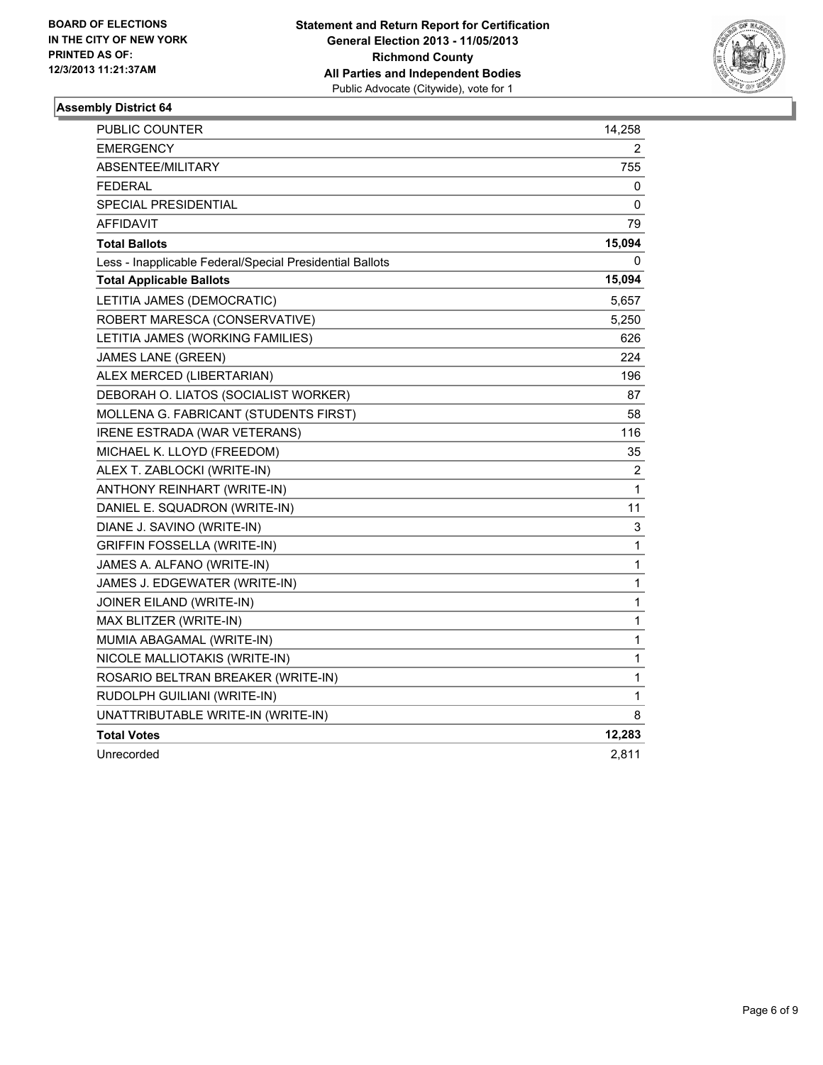BOARD OF ELECTIONS
IN THE CITY OF NEW YORK
PRINTED AS OF:
12/3/2013 11:21:37AM

**Statement and Return Report for Certification**
**General Election 2013 - 11/05/2013**
**Richmond County**
**All Parties and Independent Bodies**
Public Advocate (Citywide), vote for 1

### Assembly District 64

| | |
|---|---|
| PUBLIC COUNTER | 14,258 |
| EMERGENCY | 2 |
| ABSENTEE/MILITARY | 755 |
| FEDERAL | 0 |
| SPECIAL PRESIDENTIAL | 0 |
| AFFIDAVIT | 79 |
| **Total Ballots** | **15,094** |
| Less - Inapplicable Federal/Special Presidential Ballots | 0 |
| **Total Applicable Ballots** | **15,094** |
| LETITIA JAMES (DEMOCRATIC) | 5,657 |
| ROBERT MARESCA (CONSERVATIVE) | 5,250 |
| LETITIA JAMES (WORKING FAMILIES) | 626 |
| JAMES LANE (GREEN) | 224 |
| ALEX MERCED (LIBERTARIAN) | 196 |
| DEBORAH O. LIATOS (SOCIALIST WORKER) | 87 |
| MOLLENA G. FABRICANT (STUDENTS FIRST) | 58 |
| IRENE ESTRADA (WAR VETERANS) | 116 |
| MICHAEL K. LLOYD (FREEDOM) | 35 |
| ALEX T. ZABLOCKI (WRITE-IN) | 2 |
| ANTHONY REINHART (WRITE-IN) | 1 |
| DANIEL E. SQUADRON (WRITE-IN) | 11 |
| DIANE J. SAVINO (WRITE-IN) | 3 |
| GRIFFIN FOSSELLA (WRITE-IN) | 1 |
| JAMES A. ALFANO (WRITE-IN) | 1 |
| JAMES J. EDGEWATER (WRITE-IN) | 1 |
| JOINER EILAND (WRITE-IN) | 1 |
| MAX BLITZER (WRITE-IN) | 1 |
| MUMIA ABAGAMAL (WRITE-IN) | 1 |
| NICOLE MALLIOTAKIS (WRITE-IN) | 1 |
| ROSARIO BELTRAN BREAKER (WRITE-IN) | 1 |
| RUDOLPH GUILIANI (WRITE-IN) | 1 |
| UNATTRIBUTABLE WRITE-IN (WRITE-IN) | 8 |
| **Total Votes** | **12,283** |
| Unrecorded | 2,811 |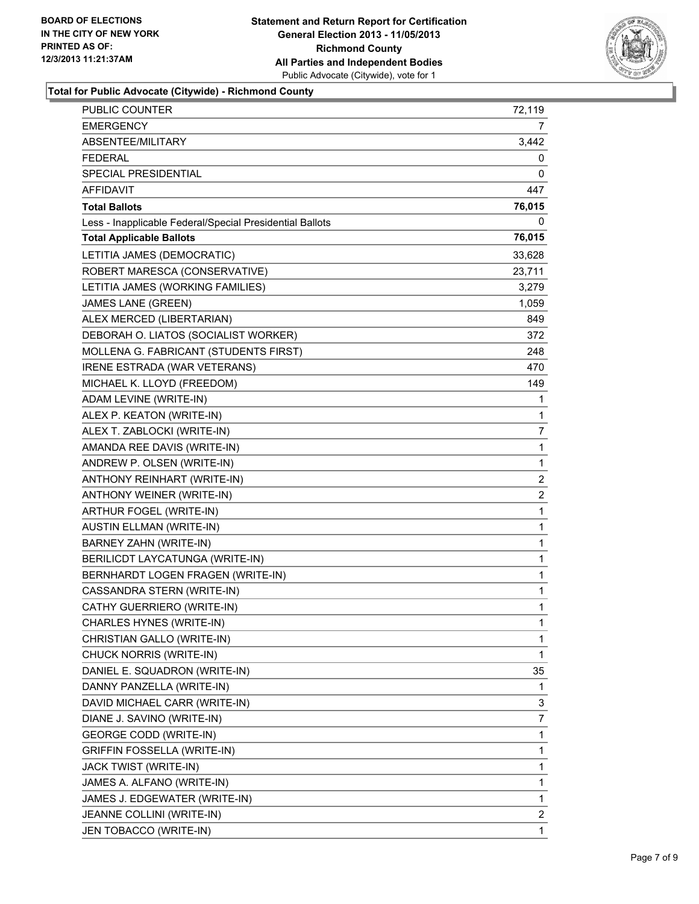**Total for Public Advocate (Citywide) - Richmond County**

| | |
|---|---|
| PUBLIC COUNTER | 72,119 |
| EMERGENCY | 7 |
| ABSENTEE/MILITARY | 3,442 |
| FEDERAL | 0 |
| SPECIAL PRESIDENTIAL | 0 |
| AFFIDAVIT | 447 |
| **Total Ballots** | **76,015** |
| Less - Inapplicable Federal/Special Presidential Ballots | 0 |
| **Total Applicable Ballots** | **76,015** |
| LETITIA JAMES (DEMOCRATIC) | 33,628 |
| ROBERT MARESCA (CONSERVATIVE) | 23,711 |
| LETITIA JAMES (WORKING FAMILIES) | 3,279 |
| JAMES LANE (GREEN) | 1,059 |
| ALEX MERCED (LIBERTARIAN) | 849 |
| DEBORAH O. LIATOS (SOCIALIST WORKER) | 372 |
| MOLLENA G. FABRICANT (STUDENTS FIRST) | 248 |
| IRENE ESTRADA (WAR VETERANS) | 470 |
| MICHAEL K. LLOYD (FREEDOM) | 149 |
| ADAM LEVINE (WRITE-IN) | 1 |
| ALEX P. KEATON (WRITE-IN) | 1 |
| ALEX T. ZABLOCKI (WRITE-IN) | 7 |
| AMANDA REE DAVIS (WRITE-IN) | 1 |
| ANDREW P. OLSEN (WRITE-IN) | 1 |
| ANTHONY REINHART (WRITE-IN) | 2 |
| ANTHONY WEINER (WRITE-IN) | 2 |
| ARTHUR FOGEL (WRITE-IN) | 1 |
| AUSTIN ELLMAN (WRITE-IN) | 1 |
| BARNEY ZAHN (WRITE-IN) | 1 |
| BERILICDT LAYCATUNGA (WRITE-IN) | 1 |
| BERNHARDT LOGEN FRAGEN (WRITE-IN) | 1 |
| CASSANDRA STERN (WRITE-IN) | 1 |
| CATHY GUERRIERO (WRITE-IN) | 1 |
| CHARLES HYNES (WRITE-IN) | 1 |
| CHRISTIAN GALLO (WRITE-IN) | 1 |
| CHUCK NORRIS (WRITE-IN) | 1 |
| DANIEL E. SQUADRON (WRITE-IN) | 35 |
| DANNY PANZELLA (WRITE-IN) | 1 |
| DAVID MICHAEL CARR (WRITE-IN) | 3 |
| DIANE J. SAVINO (WRITE-IN) | 7 |
| GEORGE CODD (WRITE-IN) | 1 |
| GRIFFIN FOSSELLA (WRITE-IN) | 1 |
| JACK TWIST (WRITE-IN) | 1 |
| JAMES A. ALFANO (WRITE-IN) | 1 |
| JAMES J. EDGEWATER (WRITE-IN) | 1 |
| JEANNE COLLINI (WRITE-IN) | 2 |
| JEN TOBACCO (WRITE-IN) | 1 |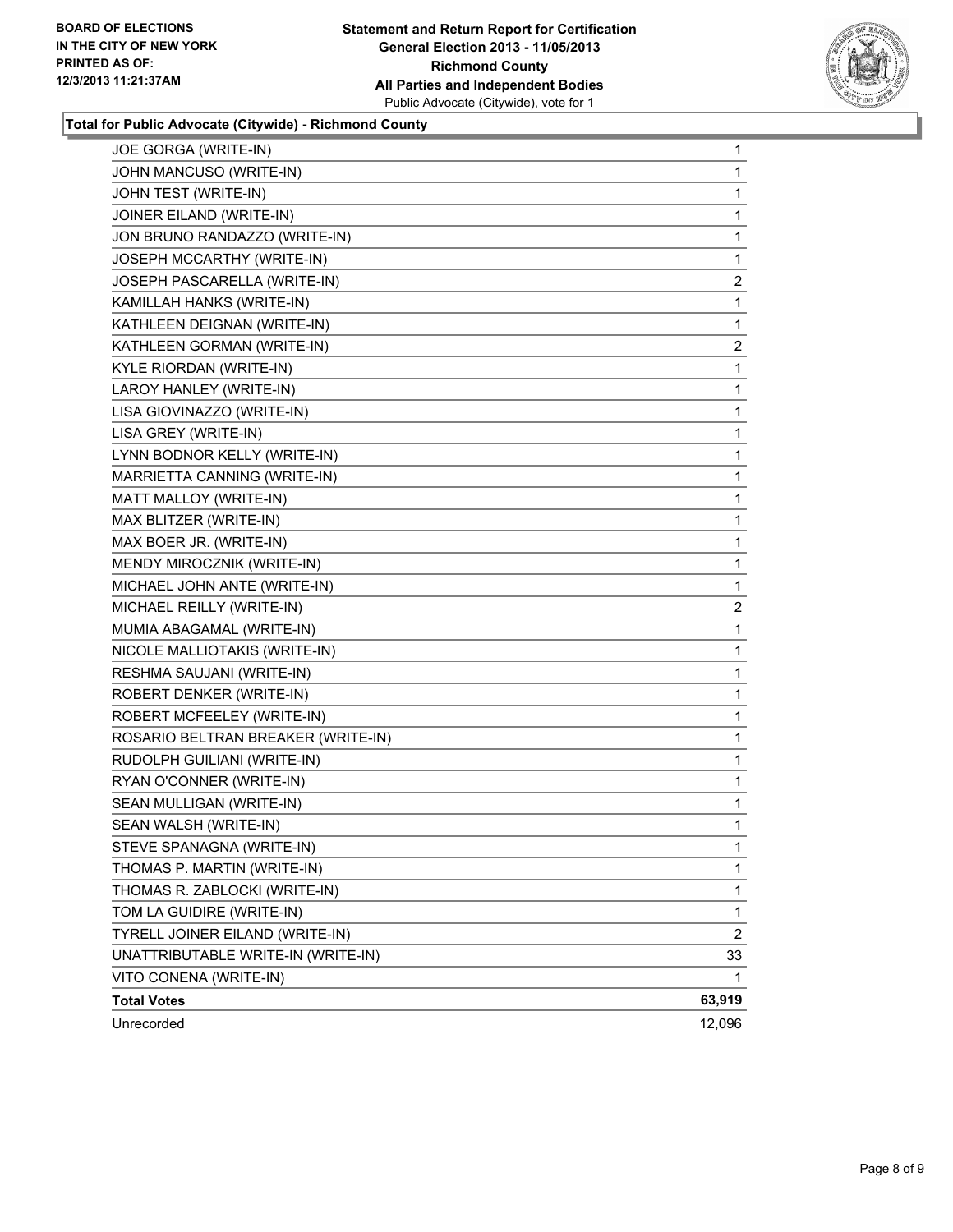**BOARD OF ELECTIONS IN THE CITY OF NEW YORK PRINTED AS OF: 12/3/2013 11:21:37AM**

**Statement and Return Report for Certification General Election 2013 - 11/05/2013 Richmond County All Parties and Independent Bodies**
Public Advocate (Citywide), vote for 1

### Total for Public Advocate (Citywide) - Richmond County

| | |
|---|---|
| JOE GORGA (WRITE-IN) | 1 |
| JOHN MANCUSO (WRITE-IN) | 1 |
| JOHN TEST (WRITE-IN) | 1 |
| JOINER EILAND (WRITE-IN) | 1 |
| JON BRUNO RANDAZZO (WRITE-IN) | 1 |
| JOSEPH MCCARTHY (WRITE-IN) | 1 |
| JOSEPH PASCARELLA (WRITE-IN) | 2 |
| KAMILLAH HANKS (WRITE-IN) | 1 |
| KATHLEEN DEIGNAN (WRITE-IN) | 1 |
| KATHLEEN GORMAN (WRITE-IN) | 2 |
| KYLE RIORDAN (WRITE-IN) | 1 |
| LAROY HANLEY (WRITE-IN) | 1 |
| LISA GIOVINAZZO (WRITE-IN) | 1 |
| LISA GREY (WRITE-IN) | 1 |
| LYNN BODNOR KELLY (WRITE-IN) | 1 |
| MARRIETTA CANNING (WRITE-IN) | 1 |
| MATT MALLOY (WRITE-IN) | 1 |
| MAX BLITZER (WRITE-IN) | 1 |
| MAX BOER JR. (WRITE-IN) | 1 |
| MENDY MIROCZNIK (WRITE-IN) | 1 |
| MICHAEL JOHN ANTE (WRITE-IN) | 1 |
| MICHAEL REILLY (WRITE-IN) | 2 |
| MUMIA ABAGAMAL (WRITE-IN) | 1 |
| NICOLE MALLIOTAKIS (WRITE-IN) | 1 |
| RESHMA SAUJANI (WRITE-IN) | 1 |
| ROBERT DENKER (WRITE-IN) | 1 |
| ROBERT MCFEELEY (WRITE-IN) | 1 |
| ROSARIO BELTRAN BREAKER (WRITE-IN) | 1 |
| RUDOLPH GUILIANI (WRITE-IN) | 1 |
| RYAN O'CONNER (WRITE-IN) | 1 |
| SEAN MULLIGAN (WRITE-IN) | 1 |
| SEAN WALSH (WRITE-IN) | 1 |
| STEVE SPANAGNA (WRITE-IN) | 1 |
| THOMAS P. MARTIN (WRITE-IN) | 1 |
| THOMAS R. ZABLOCKI (WRITE-IN) | 1 |
| TOM LA GUIDIRE (WRITE-IN) | 1 |
| TYRELL JOINER EILAND (WRITE-IN) | 2 |
| UNATTRIBUTABLE WRITE-IN (WRITE-IN) | 33 |
| VITO CONENA (WRITE-IN) | 1 |
| **Total Votes** | **63,919** |
| Unrecorded | 12,096 |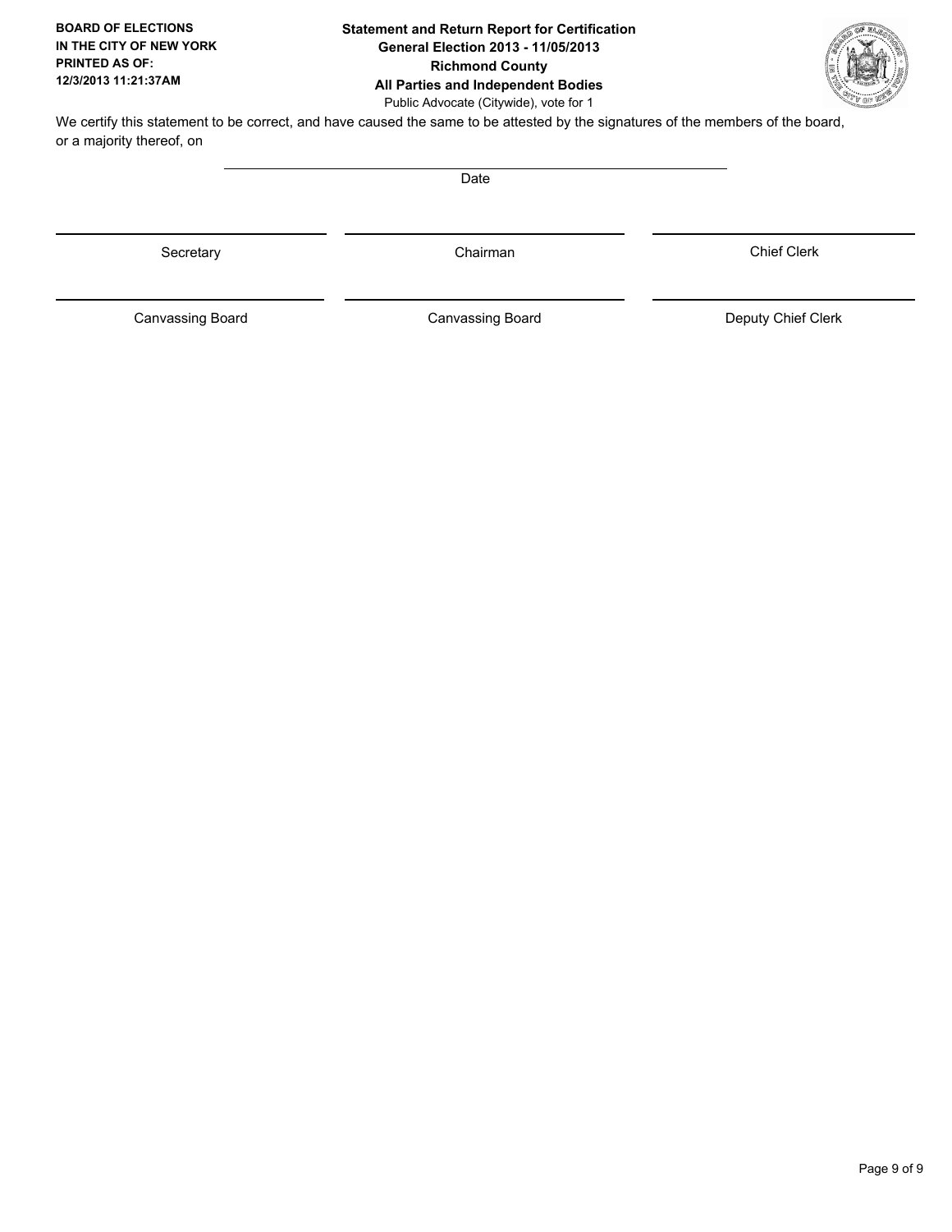**BOARD OF ELECTIONS IN THE CITY OF NEW YORK PRINTED AS OF: 12/3/2013 11:21:37AM**

**Statement and Return Report for Certification**
**General Election 2013 - 11/05/2013**
**Richmond County**
**All Parties and Independent Bodies**
Public Advocate (Citywide), vote for 1

We certify this statement to be correct, and have caused the same to be attested by the signatures of the members of the board, or a majority thereof, on

Date

Secretary

Chairman

Chief Clerk

Canvassing Board

Canvassing Board

Deputy Chief Clerk